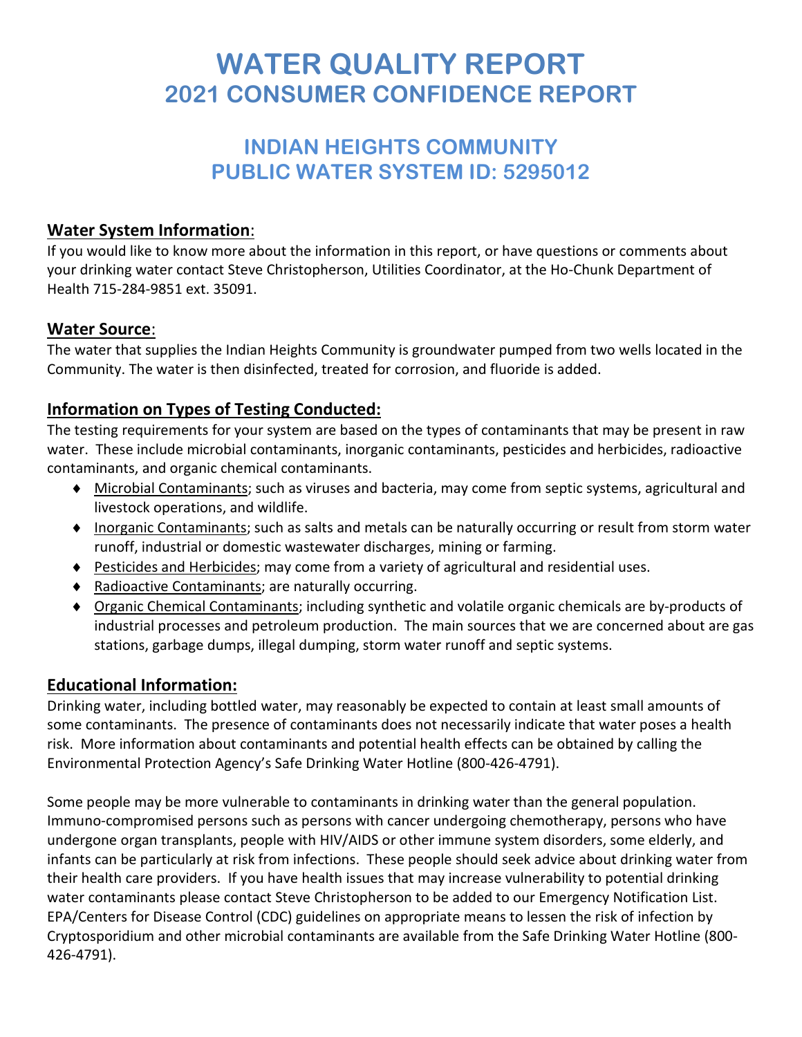# WATER QUALITY REPORT
# 2021 CONSUMER CONFIDENCE REPORT

## INDIAN HEIGHTS COMMUNITY
## PUBLIC WATER SYSTEM ID: 5295012

### Water System Information:

If you would like to know more about the information in this report, or have questions or comments about your drinking water contact Steve Christopherson, Utilities Coordinator, at the Ho-Chunk Department of Health 715-284-9851 ext. 35091.

### Water Source:

The water that supplies the Indian Heights Community is groundwater pumped from two wells located in the Community. The water is then disinfected, treated for corrosion, and fluoride is added.

### Information on Types of Testing Conducted:

The testing requirements for your system are based on the types of contaminants that may be present in raw water. These include microbial contaminants, inorganic contaminants, pesticides and herbicides, radioactive contaminants, and organic chemical contaminants.

- Microbial Contaminants; such as viruses and bacteria, may come from septic systems, agricultural and livestock operations, and wildlife.
- Inorganic Contaminants; such as salts and metals can be naturally occurring or result from storm water runoff, industrial or domestic wastewater discharges, mining or farming.
- Pesticides and Herbicides; may come from a variety of agricultural and residential uses.
- Radioactive Contaminants; are naturally occurring.
- Organic Chemical Contaminants; including synthetic and volatile organic chemicals are by-products of industrial processes and petroleum production. The main sources that we are concerned about are gas stations, garbage dumps, illegal dumping, storm water runoff and septic systems.

### Educational Information:

Drinking water, including bottled water, may reasonably be expected to contain at least small amounts of some contaminants. The presence of contaminants does not necessarily indicate that water poses a health risk. More information about contaminants and potential health effects can be obtained by calling the Environmental Protection Agency's Safe Drinking Water Hotline (800-426-4791).

Some people may be more vulnerable to contaminants in drinking water than the general population. Immuno-compromised persons such as persons with cancer undergoing chemotherapy, persons who have undergone organ transplants, people with HIV/AIDS or other immune system disorders, some elderly, and infants can be particularly at risk from infections. These people should seek advice about drinking water from their health care providers. If you have health issues that may increase vulnerability to potential drinking water contaminants please contact Steve Christopherson to be added to our Emergency Notification List. EPA/Centers for Disease Control (CDC) guidelines on appropriate means to lessen the risk of infection by Cryptosporidium and other microbial contaminants are available from the Safe Drinking Water Hotline (800-426-4791).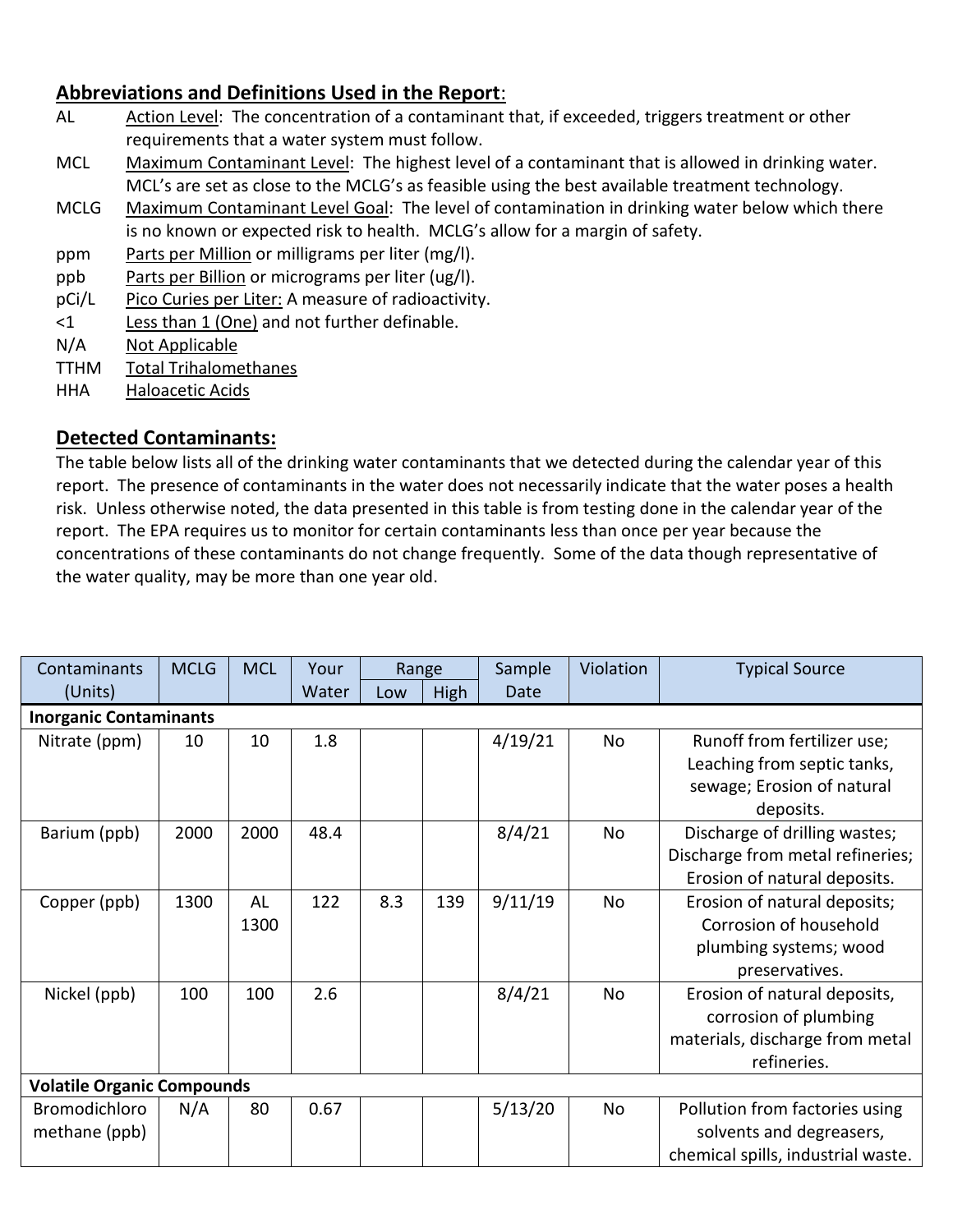## Abbreviations and Definitions Used in the Report:

| | |
|---|---|
| AL | Action Level: The concentration of a contaminant that, if exceeded, triggers treatment or other requirements that a water system must follow. |
| MCL | Maximum Contaminant Level: The highest level of a contaminant that is allowed in drinking water. MCL's are set as close to the MCLG's as feasible using the best available treatment technology. |
| MCLG | Maximum Contaminant Level Goal: The level of contamination in drinking water below which there is no known or expected risk to health. MCLG's allow for a margin of safety. |
| ppm | Parts per Million or milligrams per liter (mg/l). |
| ppb | Parts per Billion or micrograms per liter (ug/l). |
| pCi/L | Pico Curies per Liter: A measure of radioactivity. |
| <1 | Less than 1 (One) and not further definable. |
| N/A | Not Applicable |
| TTHM | Total Trihalomethanes |
| HHA | Haloacetic Acids |

## Detected Contaminants:

The table below lists all of the drinking water contaminants that we detected during the calendar year of this report. The presence of contaminants in the water does not necessarily indicate that the water poses a health risk. Unless otherwise noted, the data presented in this table is from testing done in the calendar year of the report. The EPA requires us to monitor for certain contaminants less than once per year because the concentrations of these contaminants do not change frequently. Some of the data though representative of the water quality, may be more than one year old.

| Contaminants (Units) | MCLG | MCL | Your Water | Range | | Sample Date | Violation | Typical Source |
|---|---|---|---|---|---|---|---|---|
| | | | | Low | High | | | |
| **Inorganic Contaminants** | | | | | | | | |
| Nitrate (ppm) | 10 | 10 | 1.8 | | | 4/19/21 | No | Runoff from fertilizer use; Leaching from septic tanks, sewage; Erosion of natural deposits. |
| Barium (ppb) | 2000 | 2000 | 48.4 | | | 8/4/21 | No | Discharge of drilling wastes; Discharge from metal refineries; Erosion of natural deposits. |
| Copper (ppb) | 1300 | AL 1300 | 122 | 8.3 | 139 | 9/11/19 | No | Erosion of natural deposits; Corrosion of household plumbing systems; wood preservatives. |
| Nickel (ppb) | 100 | 100 | 2.6 | | | 8/4/21 | No | Erosion of natural deposits, corrosion of plumbing materials, discharge from metal refineries. |
| **Volatile Organic Compounds** | | | | | | | | |
| Bromodichloro methane (ppb) | N/A | 80 | 0.67 | | | 5/13/20 | No | Pollution from factories using solvents and degreasers, chemical spills, industrial waste. |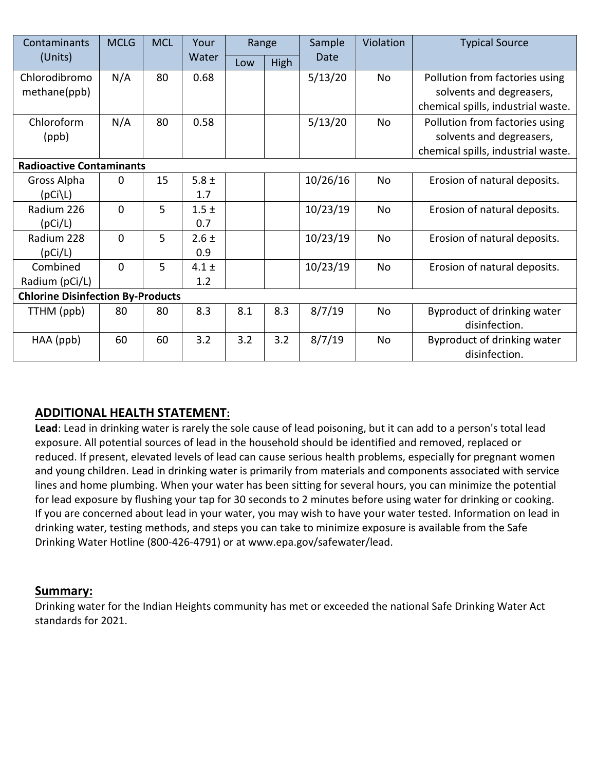| Contaminants (Units) | MCLG | MCL | Your Water | Range | | Sample Date | Violation | Typical Source |
|---|---|---|---|---|---|---|---|---|
| | | | | Low | High | | | |
| Chlorodibromo methane(ppb) | N/A | 80 | 0.68 | | | 5/13/20 | No | Pollution from factories using solvents and degreasers, chemical spills, industrial waste. |
| Chloroform (ppb) | N/A | 80 | 0.58 | | | 5/13/20 | No | Pollution from factories using solvents and degreasers, chemical spills, industrial waste. |
| **Radioactive Contaminants** | | | | | | | | |
| Gross Alpha (pCi\L) | 0 | 15 | 5.8 ± 1.7 | | | 10/26/16 | No | Erosion of natural deposits. |
| Radium 226 (pCi/L) | 0 | 5 | 1.5 ± 0.7 | | | 10/23/19 | No | Erosion of natural deposits. |
| Radium 228 (pCi/L) | 0 | 5 | 2.6 ± 0.9 | | | 10/23/19 | No | Erosion of natural deposits. |
| Combined Radium (pCi/L) | 0 | 5 | 4.1 ± 1.2 | | | 10/23/19 | No | Erosion of natural deposits. |
| **Chlorine Disinfection By-Products** | | | | | | | | |
| TTHM (ppb) | 80 | 80 | 8.3 | 8.1 | 8.3 | 8/7/19 | No | Byproduct of drinking water disinfection. |
| HAA (ppb) | 60 | 60 | 3.2 | 3.2 | 3.2 | 8/7/19 | No | Byproduct of drinking water disinfection. |

## ADDITIONAL HEALTH STATEMENT:

**Lead**: Lead in drinking water is rarely the sole cause of lead poisoning, but it can add to a person's total lead exposure. All potential sources of lead in the household should be identified and removed, replaced or reduced. If present, elevated levels of lead can cause serious health problems, especially for pregnant women and young children. Lead in drinking water is primarily from materials and components associated with service lines and home plumbing. When your water has been sitting for several hours, you can minimize the potential for lead exposure by flushing your tap for 30 seconds to 2 minutes before using water for drinking or cooking. If you are concerned about lead in your water, you may wish to have your water tested. Information on lead in drinking water, testing methods, and steps you can take to minimize exposure is available from the Safe Drinking Water Hotline (800-426-4791) or at www.epa.gov/safewater/lead.

## Summary:

Drinking water for the Indian Heights community has met or exceeded the national Safe Drinking Water Act standards for 2021.